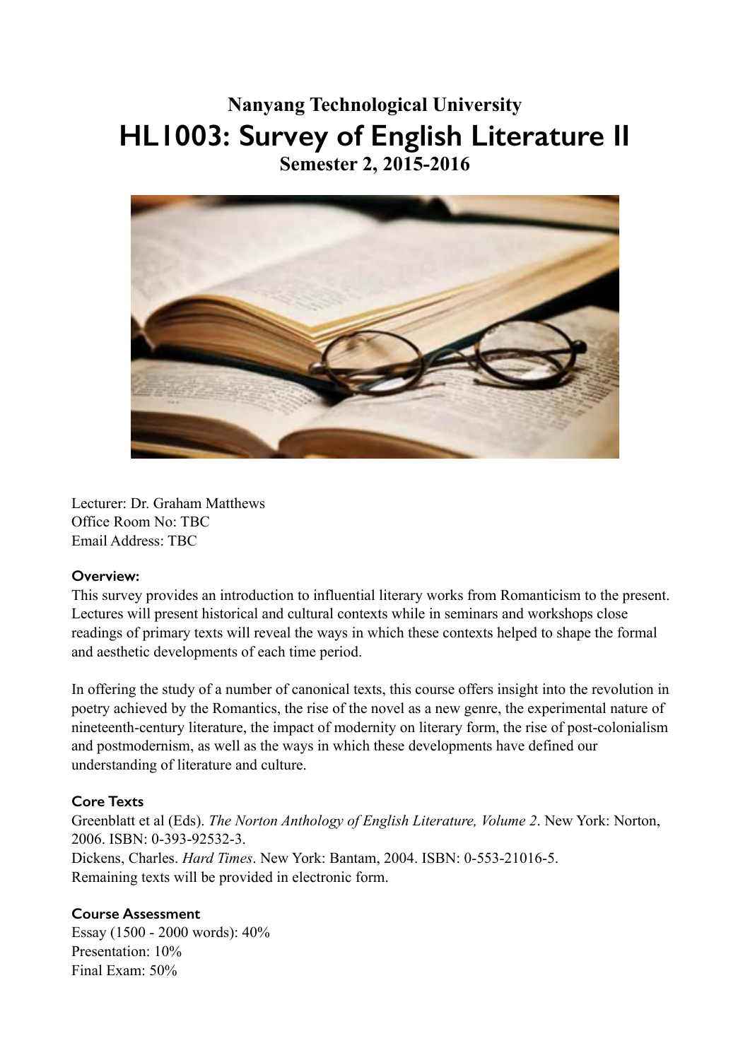# Nanyang Technological University

# HL1003: Survey of English Literature II

## Semester 2, 2015-2016

Lecturer: Dr. Graham Matthews
Office Room No: TBC
Email Address: TBC

**Overview:**

This survey provides an introduction to influential literary works from Romanticism to the present. Lectures will present historical and cultural contexts while in seminars and workshops close readings of primary texts will reveal the ways in which these contexts helped to shape the formal and aesthetic developments of each time period.

In offering the study of a number of canonical texts, this course offers insight into the revolution in poetry achieved by the Romantics, the rise of the novel as a new genre, the experimental nature of nineteenth-century literature, the impact of modernity on literary form, the rise of post-colonialism and postmodernism, as well as the ways in which these developments have defined our understanding of literature and culture.

**Core Texts**

Greenblatt et al (Eds). *The Norton Anthology of English Literature, Volume 2*. New York: Norton, 2006. ISBN: 0-393-92532-3.
Dickens, Charles. *Hard Times*. New York: Bantam, 2004. ISBN: 0-553-21016-5.
Remaining texts will be provided in electronic form.

**Course Assessment**

Essay (1500 - 2000 words): 40%
Presentation: 10%
Final Exam: 50%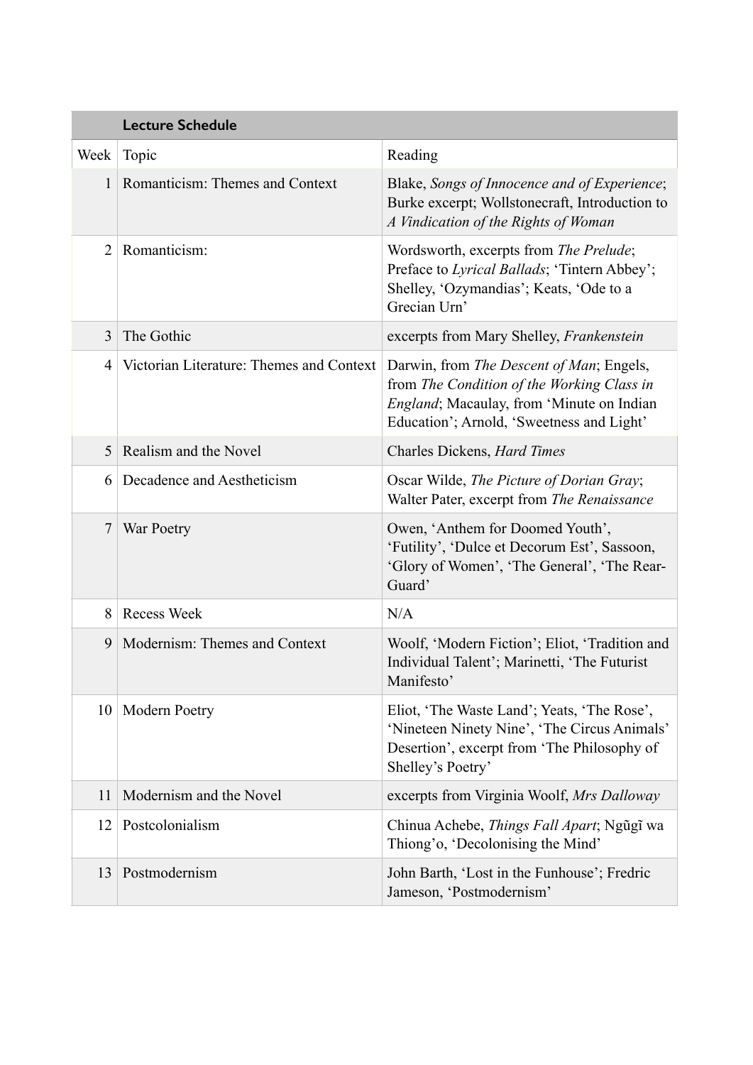| | Lecture Schedule | |
|---|---|---|
| Week | Topic | Reading |
| 1 | Romanticism: Themes and Context | Blake, *Songs of Innocence and of Experience*; Burke excerpt; Wollstonecraft, Introduction to *A Vindication of the Rights of Woman* |
| 2 | Romanticism: | Wordsworth, excerpts from *The Prelude*; Preface to *Lyrical Ballads*; 'Tintern Abbey'; Shelley, 'Ozymandias'; Keats, 'Ode to a Grecian Urn' |
| 3 | The Gothic | excerpts from Mary Shelley, *Frankenstein* |
| 4 | Victorian Literature: Themes and Context | Darwin, from *The Descent of Man*; Engels, from *The Condition of the Working Class in England*; Macaulay, from 'Minute on Indian Education'; Arnold, 'Sweetness and Light' |
| 5 | Realism and the Novel | Charles Dickens, *Hard Times* |
| 6 | Decadence and Aestheticism | Oscar Wilde, *The Picture of Dorian Gray*; Walter Pater, excerpt from *The Renaissance* |
| 7 | War Poetry | Owen, 'Anthem for Doomed Youth', 'Futility', 'Dulce et Decorum Est', Sassoon, 'Glory of Women', 'The General', 'The Rear-Guard' |
| 8 | Recess Week | N/A |
| 9 | Modernism: Themes and Context | Woolf, 'Modern Fiction'; Eliot, 'Tradition and Individual Talent'; Marinetti, 'The Futurist Manifesto' |
| 10 | Modern Poetry | Eliot, 'The Waste Land'; Yeats, 'The Rose', 'Nineteen Ninety Nine', 'The Circus Animals' Desertion', excerpt from 'The Philosophy of Shelley's Poetry' |
| 11 | Modernism and the Novel | excerpts from Virginia Woolf, *Mrs Dalloway* |
| 12 | Postcolonialism | Chinua Achebe, *Things Fall Apart*; Ngũgĩ wa Thiong'o, 'Decolonising the Mind' |
| 13 | Postmodernism | John Barth, 'Lost in the Funhouse'; Fredric Jameson, 'Postmodernism' |